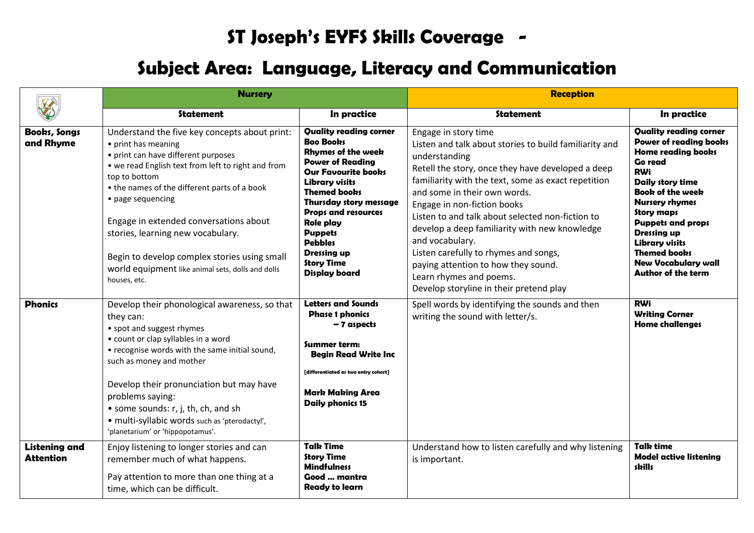# ST Joseph's EYFS Skills Coverage -

# Subject Area: Language, Literacy and Communication

| | Nursery | | Reception | |
|---|---|---|---|---|
| | **Statement** | **In practice** | **Statement** | **In practice** |
| **Books, Songs and Rhyme** | Understand the five key concepts about print:<br>• print has meaning<br>• print can have different purposes<br>• we read English text from left to right and from top to bottom<br>• the names of the different parts of a book<br>• page sequencing<br><br>Engage in extended conversations about stories, learning new vocabulary.<br><br>Begin to develop complex stories using small world equipment like animal sets, dolls and dolls houses, etc. | **Quality reading corner**<br>**Boo Books**<br>**Rhymes of the week**<br>**Power of Reading**<br>**Our Favourite books**<br>**Library visits**<br>**Themed books**<br>**Thursday story message**<br>**Props and resources**<br>**Role play**<br>**Puppets**<br>**Pebbles**<br>**Dressing up**<br>**Story Time**<br>**Display board** | Engage in story time<br>Listen and talk about stories to build familiarity and understanding<br>Retell the story, once they have developed a deep familiarity with the text, some as exact repetition and some in their own words.<br>Engage in non-fiction books<br>Listen to and talk about selected non-fiction to develop a deep familiarity with new knowledge and vocabulary.<br>Listen carefully to rhymes and songs, paying attention to how they sound.<br>Learn rhymes and poems.<br>Develop storyline in their pretend play | **Quality reading corner**<br>**Power of reading books**<br>**Home reading books**<br>**Go read**<br>**RWi**<br>**Daily story time**<br>**Book of the week**<br>**Nursery rhymes**<br>**Story maps**<br>**Puppets and props**<br>**Dressing up**<br>**Library visits**<br>**Themed books**<br>**New Vocabulary wall**<br>**Author of the term** |
| **Phonics** | Develop their phonological awareness, so that they can:<br>• spot and suggest rhymes<br>• count or clap syllables in a word<br>• recognise words with the same initial sound, such as money and mother<br><br>Develop their pronunciation but may have problems saying:<br>• some sounds: r, j, th, ch, and sh<br>• multi-syllabic words such as 'pterodactyl', 'planetarium' or 'hippopotamus'. | **Letters and Sounds**<br>**Phase 1 phonics – 7 aspects**<br><br>**Summer term:**<br>**Begin Read Write Inc**<br>**[differentiated as two entry cohort]**<br><br>**Mark Making Area**<br>**Daily phonics 15** | Spell words by identifying the sounds and then writing the sound with letter/s. | **RWi**<br>**Writing Corner**<br>**Home challenges** |
| **Listening and Attention** | Enjoy listening to longer stories and can remember much of what happens.<br><br>Pay attention to more than one thing at a time, which can be difficult. | **Talk Time**<br>**Story Time**<br>**Mindfulness**<br>**Good … mantra**<br>**Ready to learn** | Understand how to listen carefully and why listening is important. | **Talk time**<br>**Model active listening skills** |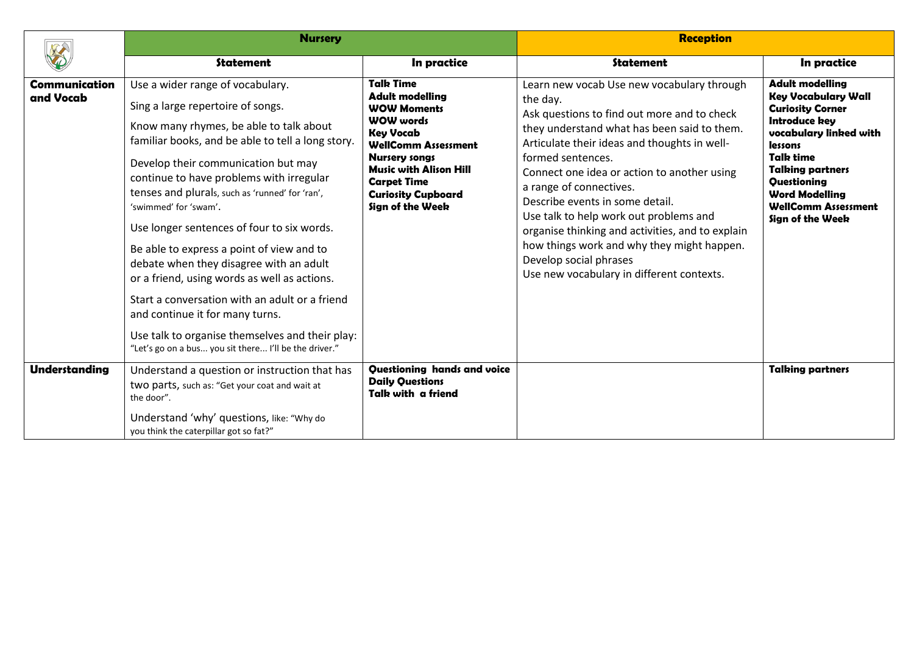| | Nursery | | Reception | |
|---|---|---|---|---|
| | **Statement** | **In practice** | **Statement** | **In practice** |
| **Communication and Vocab** | Use a wider range of vocabulary.<br><br>Sing a large repertoire of songs.<br><br>Know many rhymes, be able to talk about familiar books, and be able to tell a long story.<br><br>Develop their communication but may continue to have problems with irregular tenses and plurals, such as 'runned' for 'ran', 'swimmed' for 'swam'.<br><br>Use longer sentences of four to six words.<br><br>Be able to express a point of view and to debate when they disagree with an adult or a friend, using words as well as actions.<br><br>Start a conversation with an adult or a friend and continue it for many turns.<br><br>Use talk to organise themselves and their play: "Let's go on a bus... you sit there... I'll be the driver." | **Talk Time**<br>**Adult modelling**<br>**WOW Moments**<br>**WOW words**<br>**Key Vocab**<br>**WellComm Assessment**<br>**Nursery songs**<br>**Music with Alison Hill**<br>**Carpet Time**<br>**Curiosity Cupboard**<br>**Sign of the Week** | Learn new vocab Use new vocabulary through the day.<br>Ask questions to find out more and to check they understand what has been said to them.<br>Articulate their ideas and thoughts in well-formed sentences.<br>Connect one idea or action to another using a range of connectives.<br>Describe events in some detail.<br>Use talk to help work out problems and organise thinking and activities, and to explain how things work and why they might happen.<br>Develop social phrases<br>Use new vocabulary in different contexts. | **Adult modelling**<br>**Key Vocabulary Wall**<br>**Curiosity Corner**<br>**Introduce key vocabulary linked with lessons**<br>**Talk time**<br>**Talking partners**<br>**Questioning**<br>**Word Modelling**<br>**WellComm Assessment**<br>**Sign of the Week** |
| **Understanding** | Understand a question or instruction that has two parts, such as: "Get your coat and wait at the door".<br><br>Understand 'why' questions, like: "Why do you think the caterpillar got so fat?" | **Questioning hands and voice**<br>**Daily Questions**<br>**Talk with a friend** | | **Talking partners** |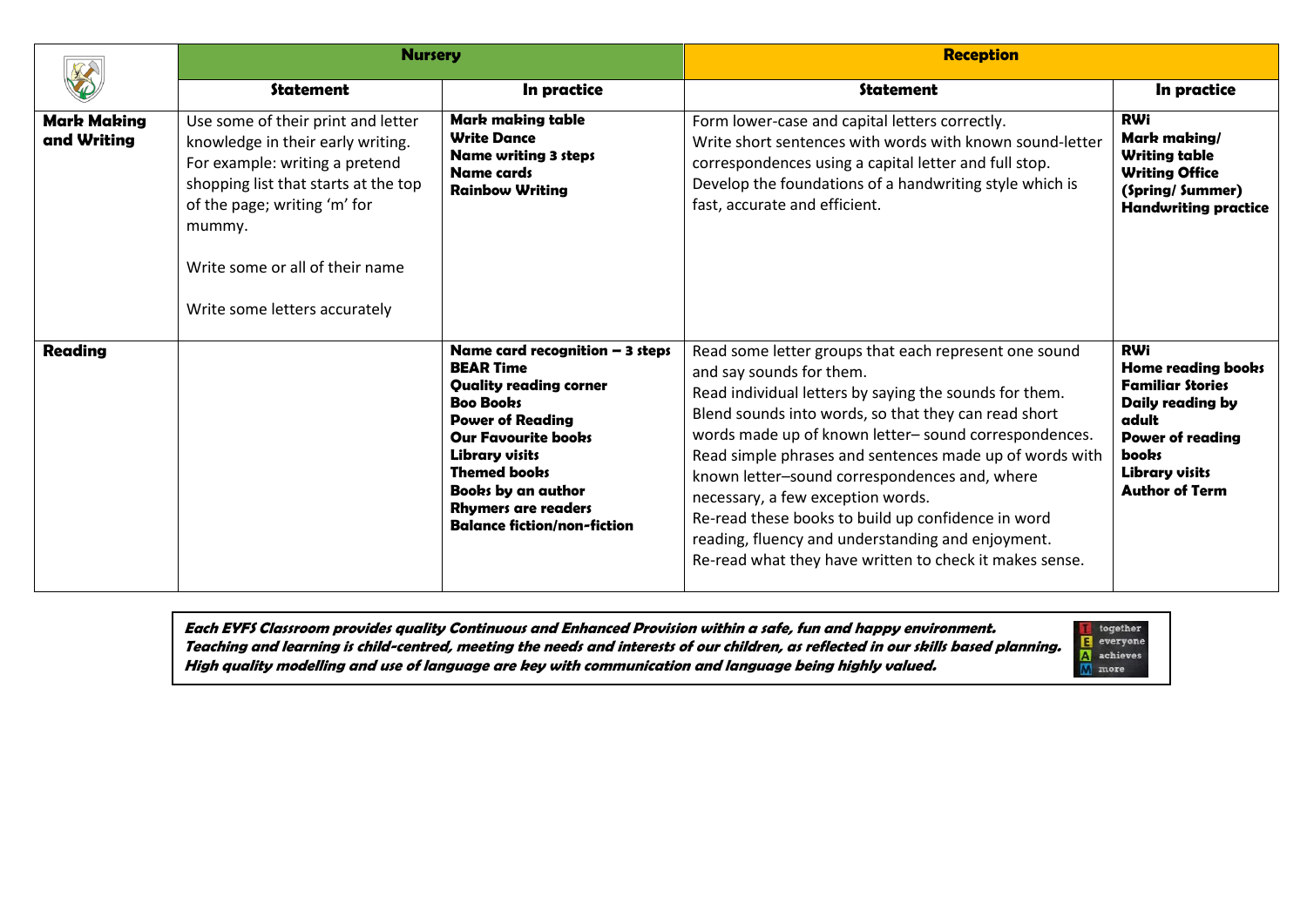| | Nursery | | Reception | |
|---|---|---|---|---|
| | **Statement** | **In practice** | **Statement** | **In practice** |
| **Mark Making and Writing** | Use some of their print and letter knowledge in their early writing. For example: writing a pretend shopping list that starts at the top of the page; writing 'm' for mummy.<br><br>Write some or all of their name<br><br>Write some letters accurately | **Mark making table**<br>**Write Dance**<br>**Name writing 3 steps**<br>**Name cards**<br>**Rainbow Writing** | Form lower-case and capital letters correctly.<br>Write short sentences with words with known sound-letter correspondences using a capital letter and full stop.<br>Develop the foundations of a handwriting style which is fast, accurate and efficient. | **RWi**<br>**Mark making/ Writing table**<br>**Writing Office (Spring/ Summer)**<br>**Handwriting practice** |
| **Reading** | | **Name card recognition – 3 steps**<br>**BEAR Time**<br>**Quality reading corner**<br>**Boo Books**<br>**Power of Reading**<br>**Our Favourite books**<br>**Library visits**<br>**Themed books**<br>**Books by an author**<br>**Rhymers are readers**<br>**Balance fiction/non-fiction** | Read some letter groups that each represent one sound and say sounds for them.<br>Read individual letters by saying the sounds for them.<br>Blend sounds into words, so that they can read short words made up of known letter– sound correspondences.<br>Read simple phrases and sentences made up of words with known letter–sound correspondences and, where necessary, a few exception words.<br>Re-read these books to build up confidence in word reading, fluency and understanding and enjoyment.<br>Re-read what they have written to check it makes sense. | **RWi**<br>**Home reading books**<br>**Familiar Stories**<br>**Daily reading by adult**<br>**Power of reading books**<br>**Library visits**<br>**Author of Term** |

***Each EYFS Classroom provides quality Continuous and Enhanced Provision within a safe, fun and happy environment.***
***Teaching and learning is child-centred, meeting the needs and interests of our children, as reflected in our skills based planning.***
***High quality modelling and use of language are key with communication and language being highly valued.***

T together
E everyone
A achieves
M more